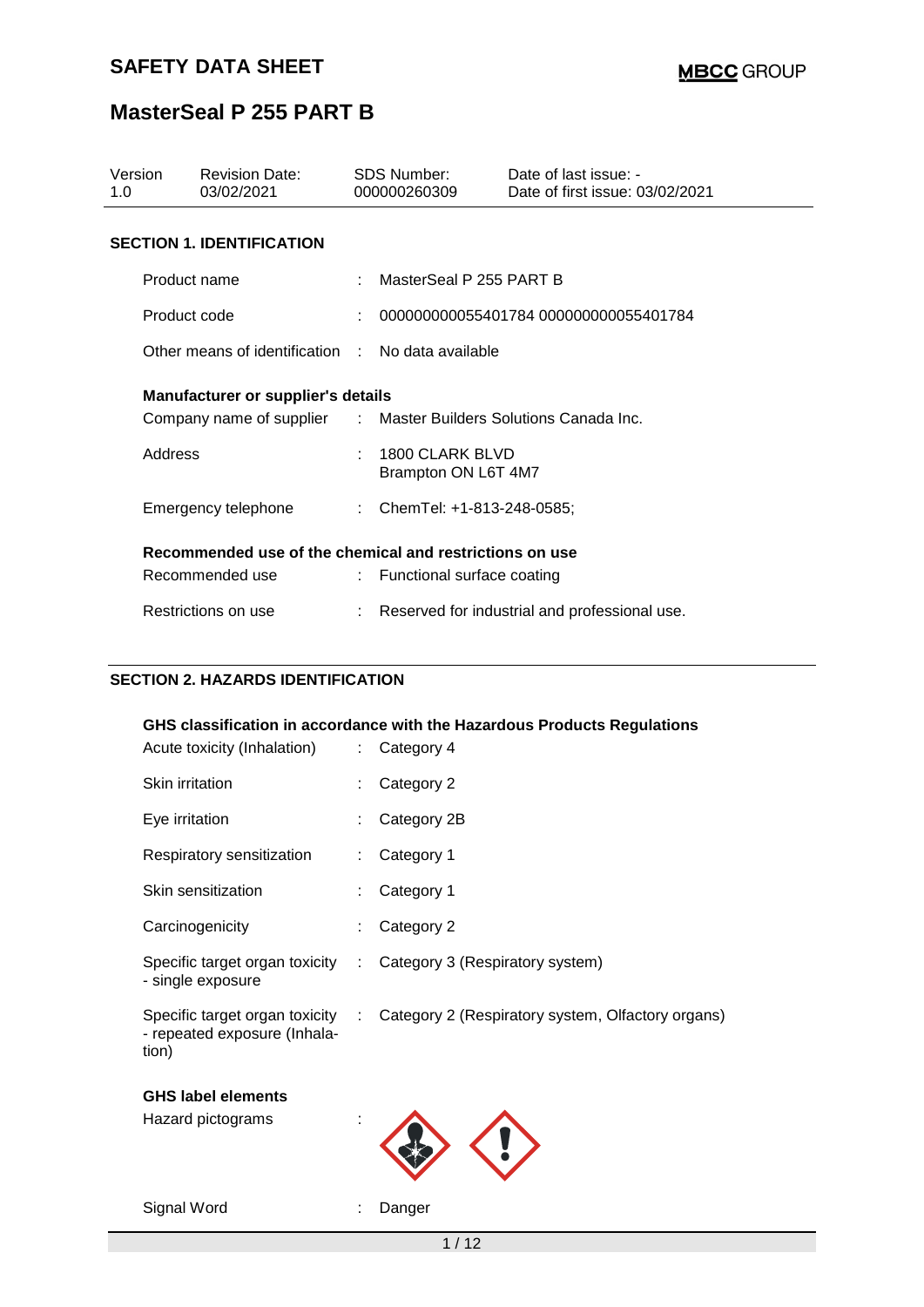# SAFETY DATA SHEET

**MBCC GROUP**

## MasterSeal P 255 PART B

| Version | Revision Date: | SDS Number: | Date of last issue: - |
|---|---|---|---|
| 1.0 | 03/02/2021 | 000000260309 | Date of first issue: 03/02/2021 |

### SECTION 1. IDENTIFICATION

Product name : MasterSeal P 255 PART B

Product code : 000000000055401784 000000000055401784

Other means of identification : No data available

**Manufacturer or supplier's details**

Company name of supplier : Master Builders Solutions Canada Inc.

Address : 1800 CLARK BLVD
Brampton ON L6T 4M7

Emergency telephone : ChemTel: +1-813-248-0585;

**Recommended use of the chemical and restrictions on use**

Recommended use : Functional surface coating

Restrictions on use : Reserved for industrial and professional use.

### SECTION 2. HAZARDS IDENTIFICATION

**GHS classification in accordance with the Hazardous Products Regulations**

Acute toxicity (Inhalation) : Category 4

Skin irritation : Category 2

Eye irritation : Category 2B

Respiratory sensitization : Category 1

Skin sensitization : Category 1

Carcinogenicity : Category 2

Specific target organ toxicity - single exposure : Category 3 (Respiratory system)

Specific target organ toxicity - repeated exposure (Inhalation) : Category 2 (Respiratory system, Olfactory organs)

**GHS label elements**

Hazard pictograms :

Signal Word : Danger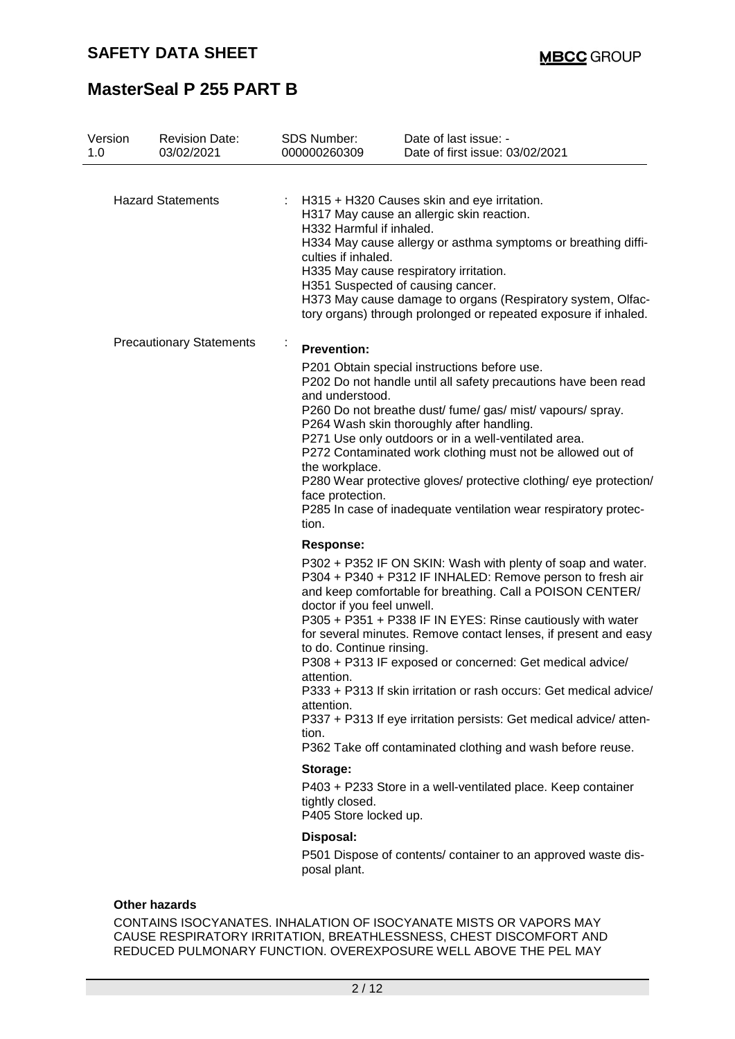**Hazard Statements** : H315 + H320 Causes skin and eye irritation.
H317 May cause an allergic skin reaction.
H332 Harmful if inhaled.
H334 May cause allergy or asthma symptoms or breathing difficulties if inhaled.
H335 May cause respiratory irritation.
H351 Suspected of causing cancer.
H373 May cause damage to organs (Respiratory system, Olfactory organs) through prolonged or repeated exposure if inhaled.

**Precautionary Statements** :

**Prevention:**

P201 Obtain special instructions before use.
P202 Do not handle until all safety precautions have been read and understood.
P260 Do not breathe dust/ fume/ gas/ mist/ vapours/ spray.
P264 Wash skin thoroughly after handling.
P271 Use only outdoors or in a well-ventilated area.
P272 Contaminated work clothing must not be allowed out of the workplace.
P280 Wear protective gloves/ protective clothing/ eye protection/ face protection.
P285 In case of inadequate ventilation wear respiratory protection.

**Response:**

P302 + P352 IF ON SKIN: Wash with plenty of soap and water.
P304 + P340 + P312 IF INHALED: Remove person to fresh air and keep comfortable for breathing. Call a POISON CENTER/ doctor if you feel unwell.
P305 + P351 + P338 IF IN EYES: Rinse cautiously with water for several minutes. Remove contact lenses, if present and easy to do. Continue rinsing.
P308 + P313 IF exposed or concerned: Get medical advice/ attention.
P333 + P313 If skin irritation or rash occurs: Get medical advice/ attention.
P337 + P313 If eye irritation persists: Get medical advice/ attention.
P362 Take off contaminated clothing and wash before reuse.

**Storage:**

P403 + P233 Store in a well-ventilated place. Keep container tightly closed.
P405 Store locked up.

**Disposal:**

P501 Dispose of contents/ container to an approved waste disposal plant.

**Other hazards**

CONTAINS ISOCYANATES. INHALATION OF ISOCYANATE MISTS OR VAPORS MAY CAUSE RESPIRATORY IRRITATION, BREATHLESSNESS, CHEST DISCOMFORT AND REDUCED PULMONARY FUNCTION. OVEREXPOSURE WELL ABOVE THE PEL MAY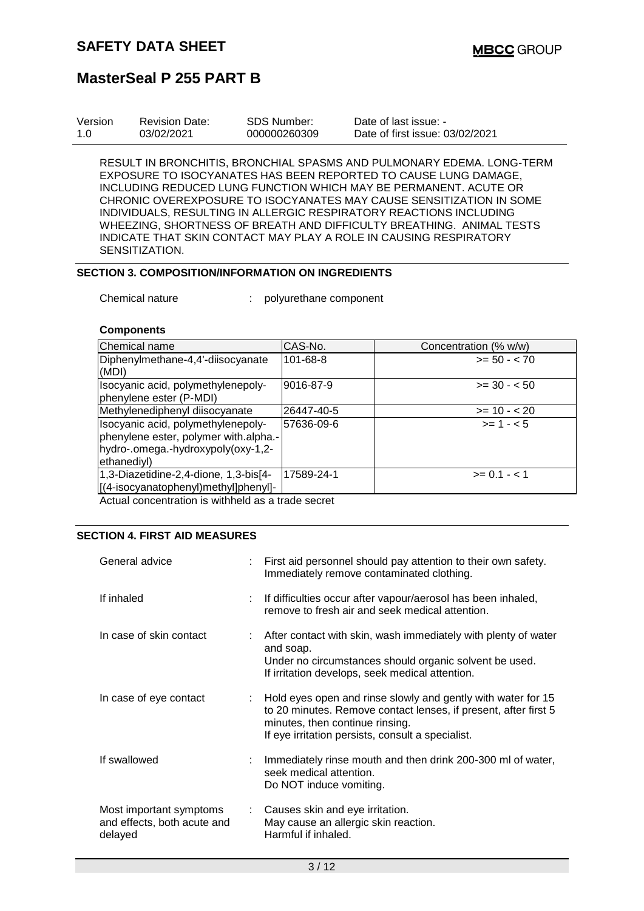| Version | Revision Date: | SDS Number: | Date of last issue: - |
| --- | --- | --- | --- |
| 1.0 | 03/02/2021 | 000000260309 | Date of first issue: 03/02/2021 |

RESULT IN BRONCHITIS, BRONCHIAL SPASMS AND PULMONARY EDEMA. LONG-TERM EXPOSURE TO ISOCYANATES HAS BEEN REPORTED TO CAUSE LUNG DAMAGE, INCLUDING REDUCED LUNG FUNCTION WHICH MAY BE PERMANENT. ACUTE OR CHRONIC OVEREXPOSURE TO ISOCYANATES MAY CAUSE SENSITIZATION IN SOME INDIVIDUALS, RESULTING IN ALLERGIC RESPIRATORY REACTIONS INCLUDING WHEEZING, SHORTNESS OF BREATH AND DIFFICULTY BREATHING. ANIMAL TESTS INDICATE THAT SKIN CONTACT MAY PLAY A ROLE IN CAUSING RESPIRATORY SENSITIZATION.

## SECTION 3. COMPOSITION/INFORMATION ON INGREDIENTS

Chemical nature : polyurethane component

**Components**

| Chemical name | CAS-No. | Concentration (% w/w) |
| --- | --- | --- |
| Diphenylmethane-4,4'-diisocyanate (MDI) | 101-68-8 | >= 50 - < 70 |
| Isocyanic acid, polymethylenepoly-phenylene ester (P-MDI) | 9016-87-9 | >= 30 - < 50 |
| Methylenediphenyl diisocyanate | 26447-40-5 | >= 10 - < 20 |
| Isocyanic acid, polymethylenepoly-phenylene ester, polymer with.alpha.-hydro-.omega.-hydroxypoly(oxy-1,2-ethanediyl) | 57636-09-6 | >= 1 - < 5 |
| 1,3-Diazetidine-2,4-dione, 1,3-bis[4-[(4-isocyanatophenyl)methyl]phenyl]- | 17589-24-1 | >= 0.1 - < 1 |

Actual concentration is withheld as a trade secret

## SECTION 4. FIRST AID MEASURES

General advice : First aid personnel should pay attention to their own safety. Immediately remove contaminated clothing.

If inhaled : If difficulties occur after vapour/aerosol has been inhaled, remove to fresh air and seek medical attention.

In case of skin contact : After contact with skin, wash immediately with plenty of water and soap.
Under no circumstances should organic solvent be used.
If irritation develops, seek medical attention.

In case of eye contact : Hold eyes open and rinse slowly and gently with water for 15 to 20 minutes. Remove contact lenses, if present, after first 5 minutes, then continue rinsing.
If eye irritation persists, consult a specialist.

If swallowed : Immediately rinse mouth and then drink 200-300 ml of water, seek medical attention.
Do NOT induce vomiting.

Most important symptoms and effects, both acute and delayed : Causes skin and eye irritation.
May cause an allergic skin reaction.
Harmful if inhaled.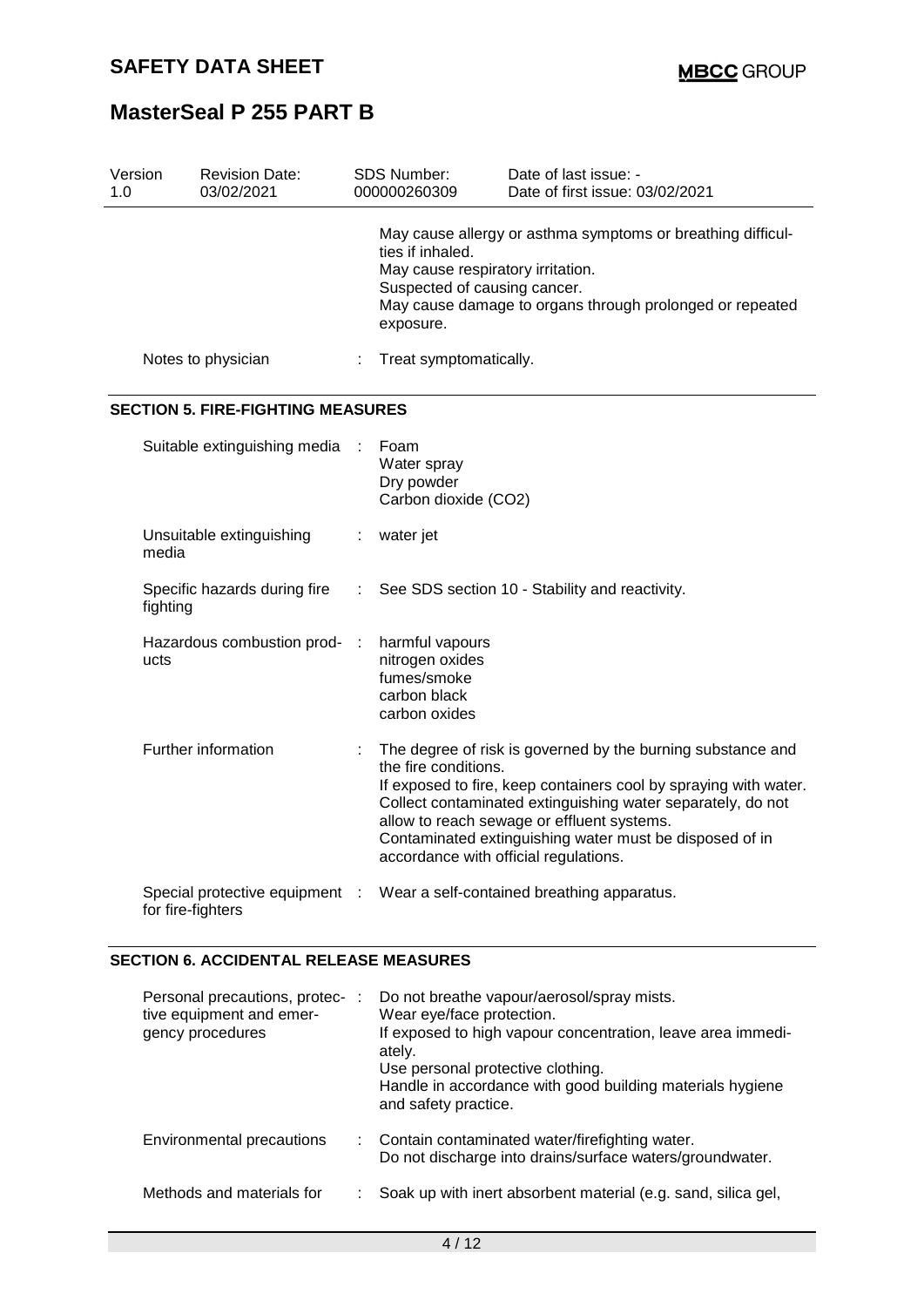| Version 1.0 | Revision Date: 03/02/2021 | SDS Number: 000000260309 | Date of last issue: - Date of first issue: 03/02/2021 |
|---|---|---|---|

May cause allergy or asthma symptoms or breathing difficulties if inhaled.
May cause respiratory irritation.
Suspected of causing cancer.
May cause damage to organs through prolonged or repeated exposure.

Notes to physician : Treat symptomatically.

## SECTION 5. FIRE-FIGHTING MEASURES

| | | |
|---|---|---|
| Suitable extinguishing media | : | Foam<br>Water spray<br>Dry powder<br>Carbon dioxide ($CO_2$) |
| Unsuitable extinguishing media | : | water jet |
| Specific hazards during fire fighting | : | See SDS section 10 - Stability and reactivity. |
| Hazardous combustion products | : | harmful vapours<br>nitrogen oxides<br>fumes/smoke<br>carbon black<br>carbon oxides |
| Further information | : | The degree of risk is governed by the burning substance and the fire conditions.<br>If exposed to fire, keep containers cool by spraying with water.<br>Collect contaminated extinguishing water separately, do not allow to reach sewage or effluent systems.<br>Contaminated extinguishing water must be disposed of in accordance with official regulations. |
| Special protective equipment for fire-fighters | : | Wear a self-contained breathing apparatus. |

## SECTION 6. ACCIDENTAL RELEASE MEASURES

| | | |
|---|---|---|
| Personal precautions, protective equipment and emergency procedures | : | Do not breathe vapour/aerosol/spray mists.<br>Wear eye/face protection.<br>If exposed to high vapour concentration, leave area immediately.<br>Use personal protective clothing.<br>Handle in accordance with good building materials hygiene and safety practice. |
| Environmental precautions | : | Contain contaminated water/firefighting water.<br>Do not discharge into drains/surface waters/groundwater. |
| Methods and materials for | : | Soak up with inert absorbent material (e.g. sand, silica gel, |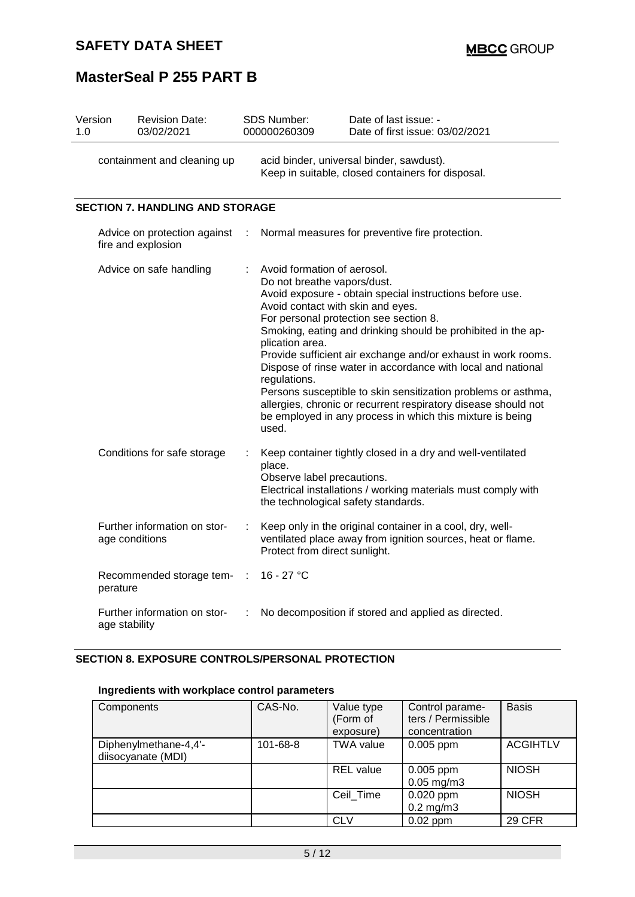| Version | Revision Date: | SDS Number: | Date of last issue: - |
|---|---|---|---|
| 1.0 | 03/02/2021 | 000000260309 | Date of first issue: 03/02/2021 |

containment and cleaning up : acid binder, universal binder, sawdust).
Keep in suitable, closed containers for disposal.

## SECTION 7. HANDLING AND STORAGE

Advice on protection against fire and explosion : Normal measures for preventive fire protection.

Advice on safe handling : Avoid formation of aerosol.
Do not breathe vapors/dust.
Avoid exposure - obtain special instructions before use.
Avoid contact with skin and eyes.
For personal protection see section 8.
Smoking, eating and drinking should be prohibited in the application area.
Provide sufficient air exchange and/or exhaust in work rooms.
Dispose of rinse water in accordance with local and national regulations.
Persons susceptible to skin sensitization problems or asthma, allergies, chronic or recurrent respiratory disease should not be employed in any process in which this mixture is being used.

Conditions for safe storage : Keep container tightly closed in a dry and well-ventilated place.
Observe label precautions.
Electrical installations / working materials must comply with the technological safety standards.

Further information on storage conditions : Keep only in the original container in a cool, dry, well-ventilated place away from ignition sources, heat or flame.
Protect from direct sunlight.

Recommended storage temperature : 16 - 27 °C

Further information on storage stability : No decomposition if stored and applied as directed.

## SECTION 8. EXPOSURE CONTROLS/PERSONAL PROTECTION

### Ingredients with workplace control parameters

| Components | CAS-No. | Value type (Form of exposure) | Control parameters / Permissible concentration | Basis |
|---|---|---|---|---|
| Diphenylmethane-4,4'-diisocyanate (MDI) | 101-68-8 | TWA value | 0.005 ppm | ACGIHTLV |
| | | REL value | 0.005 ppm<br>0.05 mg/m3 | NIOSH |
| | | Ceil_Time | 0.020 ppm<br>0.2 mg/m3 | NIOSH |
| | | CLV | 0.02 ppm | 29 CFR |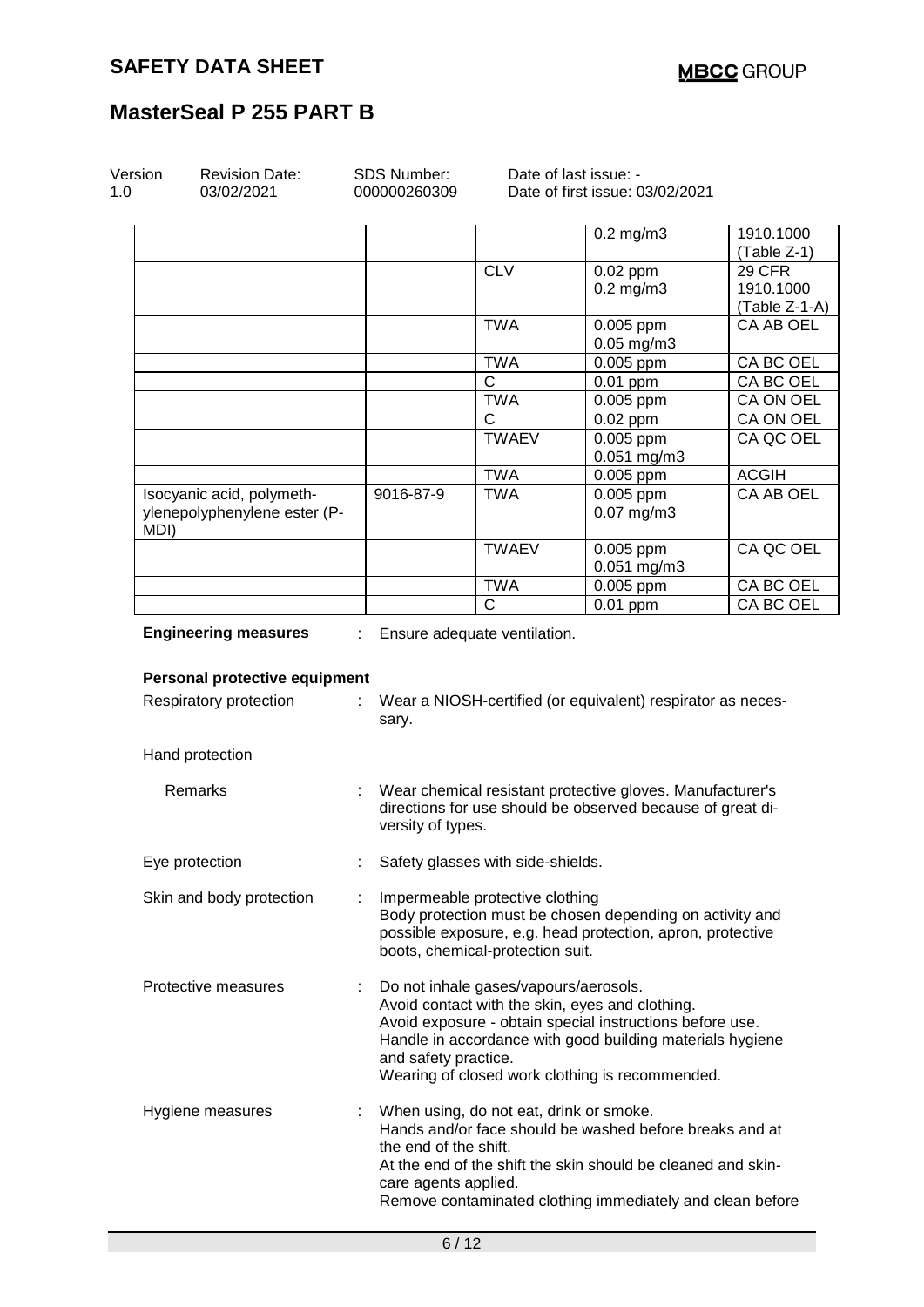| | | | | |
|---|---|---|---|---|
| | | | 0.2 mg/m3 | 1910.1000 (Table Z-1) |
| | | CLV | 0.02 ppm<br>0.2 mg/m3 | 29 CFR 1910.1000 (Table Z-1-A) |
| | | TWA | 0.005 ppm<br>0.05 mg/m3 | CA AB OEL |
| | | TWA | 0.005 ppm | CA BC OEL |
| | | C | 0.01 ppm | CA BC OEL |
| | | TWA | 0.005 ppm | CA ON OEL |
| | | C | 0.02 ppm | CA ON OEL |
| | | TWAEV | 0.005 ppm<br>0.051 mg/m3 | CA QC OEL |
| | | TWA | 0.005 ppm | ACGIH |
| Isocyanic acid, polymethylenepolyphenylene ester (P-MDI) | 9016-87-9 | TWA | 0.005 ppm<br>0.07 mg/m3 | CA AB OEL |
| | | TWAEV | 0.005 ppm<br>0.051 mg/m3 | CA QC OEL |
| | | TWA | 0.005 ppm | CA BC OEL |
| | | C | 0.01 ppm | CA BC OEL |

**Engineering measures** : Ensure adequate ventilation.

**Personal protective equipment**

Respiratory protection : Wear a NIOSH-certified (or equivalent) respirator as necessary.

Hand protection

Remarks : Wear chemical resistant protective gloves. Manufacturer's directions for use should be observed because of great diversity of types.

Eye protection : Safety glasses with side-shields.

Skin and body protection : Impermeable protective clothing
Body protection must be chosen depending on activity and possible exposure, e.g. head protection, apron, protective boots, chemical-protection suit.

Protective measures : Do not inhale gases/vapours/aerosols.
Avoid contact with the skin, eyes and clothing.
Avoid exposure - obtain special instructions before use.
Handle in accordance with good building materials hygiene and safety practice.
Wearing of closed work clothing is recommended.

Hygiene measures : When using, do not eat, drink or smoke.
Hands and/or face should be washed before breaks and at the end of the shift.
At the end of the shift the skin should be cleaned and skin-care agents applied.
Remove contaminated clothing immediately and clean before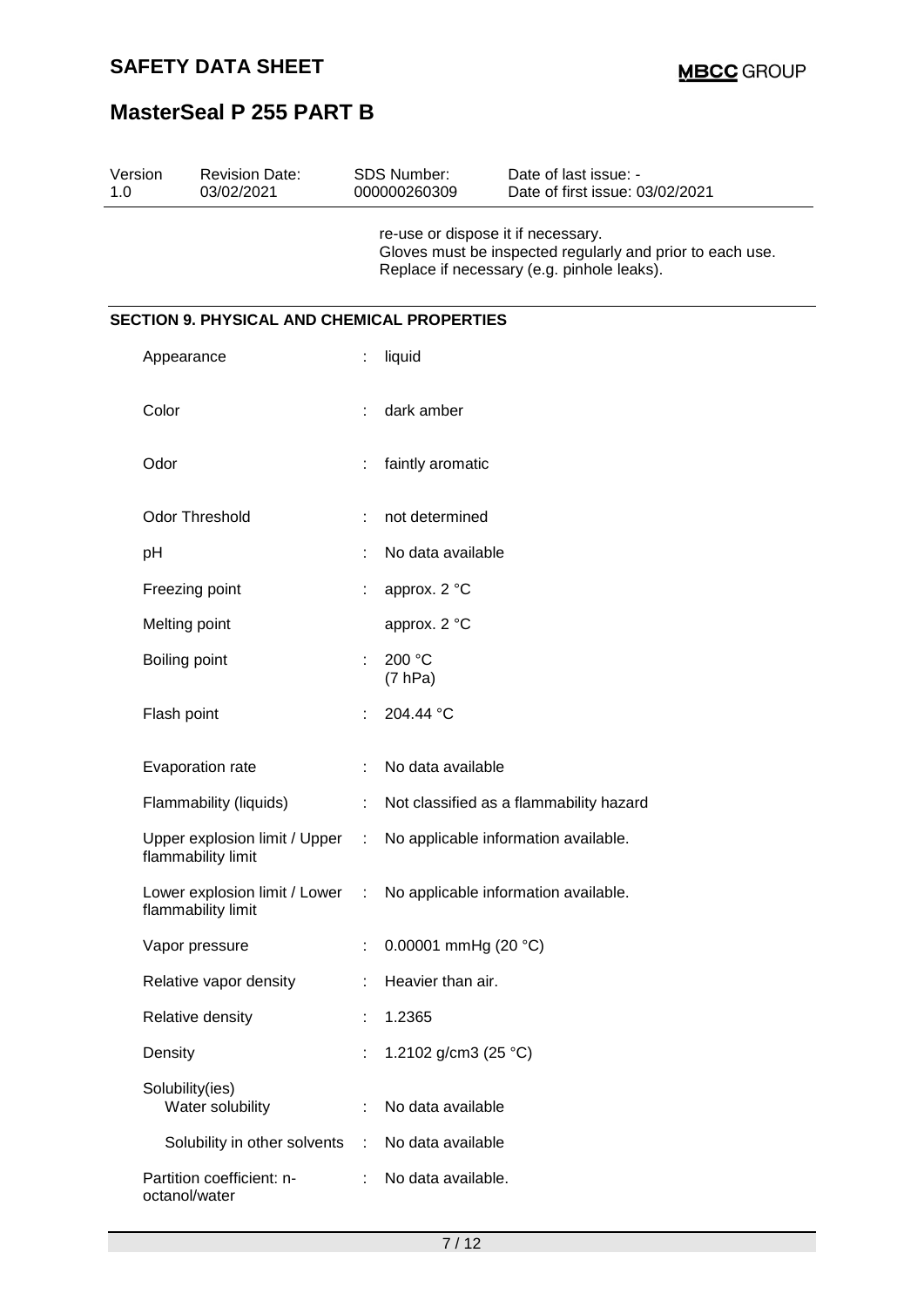re-use or dispose it if necessary.
Gloves must be inspected regularly and prior to each use.
Replace if necessary (e.g. pinhole leaks).

## SECTION 9. PHYSICAL AND CHEMICAL PROPERTIES

| Property | | Value |
|---|---|---|
| Appearance | : | liquid |
| Color | : | dark amber |
| Odor | : | faintly aromatic |
| Odor Threshold | : | not determined |
| pH | : | No data available |
| Freezing point | : | approx. 2 °C |
| Melting point | | approx. 2 °C |
| Boiling point | : | 200 °C (7 hPa) |
| Flash point | : | 204.44 °C |
| Evaporation rate | : | No data available |
| Flammability (liquids) | : | Not classified as a flammability hazard |
| Upper explosion limit / Upper flammability limit | : | No applicable information available. |
| Lower explosion limit / Lower flammability limit | : | No applicable information available. |
| Vapor pressure | : | 0.00001 mmHg (20 °C) |
| Relative vapor density | : | Heavier than air. |
| Relative density | : | 1.2365 |
| Density | : | 1.2102 g/cm3 (25 °C) |
| Solubility(ies) Water solubility | : | No data available |
| Solubility in other solvents | : | No data available |
| Partition coefficient: n-octanol/water | : | No data available. |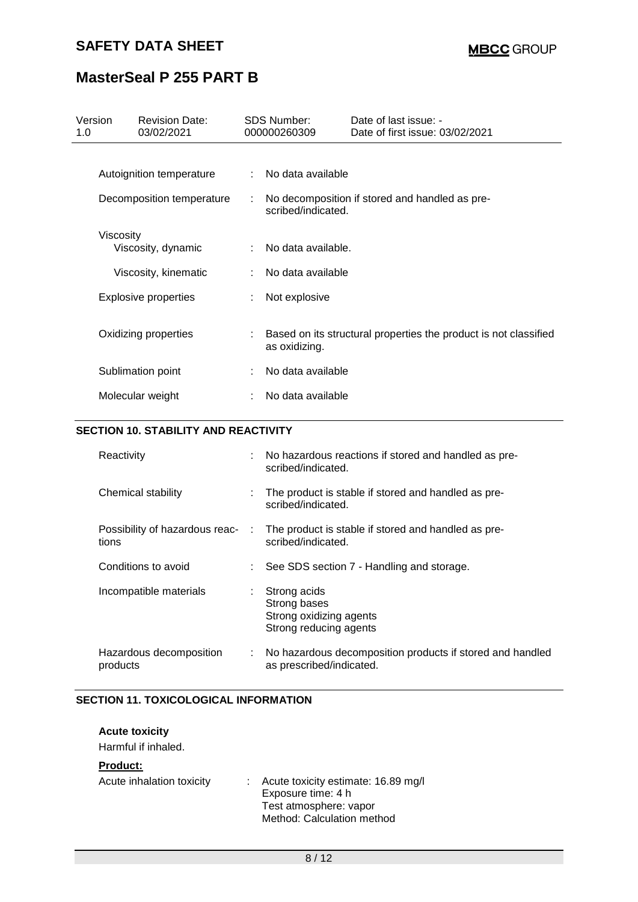| | | |
|---|---|---|
| Autoignition temperature | : | No data available |
| Decomposition temperature | : | No decomposition if stored and handled as prescribed/indicated. |
| Viscosity | | |
| Viscosity, dynamic | : | No data available. |
| Viscosity, kinematic | : | No data available |
| Explosive properties | : | Not explosive |
| Oxidizing properties | : | Based on its structural properties the product is not classified as oxidizing. |
| Sublimation point | : | No data available |
| Molecular weight | : | No data available |

## SECTION 10. STABILITY AND REACTIVITY

| | | |
|---|---|---|
| Reactivity | : | No hazardous reactions if stored and handled as prescribed/indicated. |
| Chemical stability | : | The product is stable if stored and handled as prescribed/indicated. |
| Possibility of hazardous reactions | : | The product is stable if stored and handled as prescribed/indicated. |
| Conditions to avoid | : | See SDS section 7 - Handling and storage. |
| Incompatible materials | : | Strong acids<br>Strong bases<br>Strong oxidizing agents<br>Strong reducing agents |
| Hazardous decomposition products | : | No hazardous decomposition products if stored and handled as prescribed/indicated. |

## SECTION 11. TOXICOLOGICAL INFORMATION

**Acute toxicity**

Harmful if inhaled.

**Product:**

| | | |
|---|---|---|
| Acute inhalation toxicity | : | Acute toxicity estimate: 16.89 mg/l<br>Exposure time: 4 h<br>Test atmosphere: vapor<br>Method: Calculation method |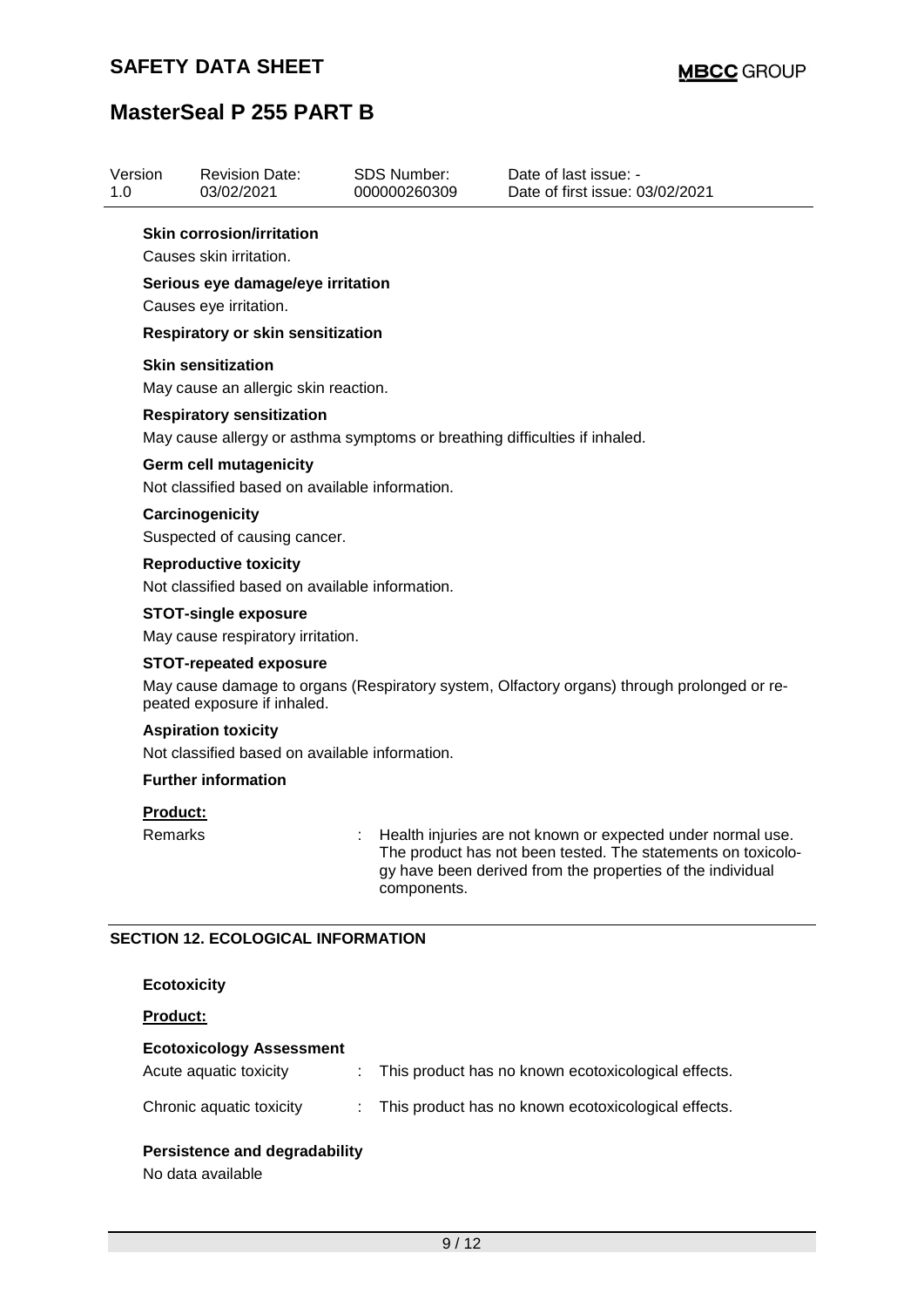**Skin corrosion/irritation**

Causes skin irritation.

**Serious eye damage/eye irritation**

Causes eye irritation.

**Respiratory or skin sensitization**

**Skin sensitization**

May cause an allergic skin reaction.

**Respiratory sensitization**

May cause allergy or asthma symptoms or breathing difficulties if inhaled.

**Germ cell mutagenicity**

Not classified based on available information.

**Carcinogenicity**

Suspected of causing cancer.

**Reproductive toxicity**

Not classified based on available information.

**STOT-single exposure**

May cause respiratory irritation.

**STOT-repeated exposure**

May cause damage to organs (Respiratory system, Olfactory organs) through prolonged or repeated exposure if inhaled.

**Aspiration toxicity**

Not classified based on available information.

**Further information**

**Product:**

Remarks : Health injuries are not known or expected under normal use. The product has not been tested. The statements on toxicology have been derived from the properties of the individual components.

## SECTION 12. ECOLOGICAL INFORMATION

**Ecotoxicity**

**Product:**

**Ecotoxicology Assessment**

Acute aquatic toxicity : This product has no known ecotoxicological effects.

Chronic aquatic toxicity : This product has no known ecotoxicological effects.

**Persistence and degradability**

No data available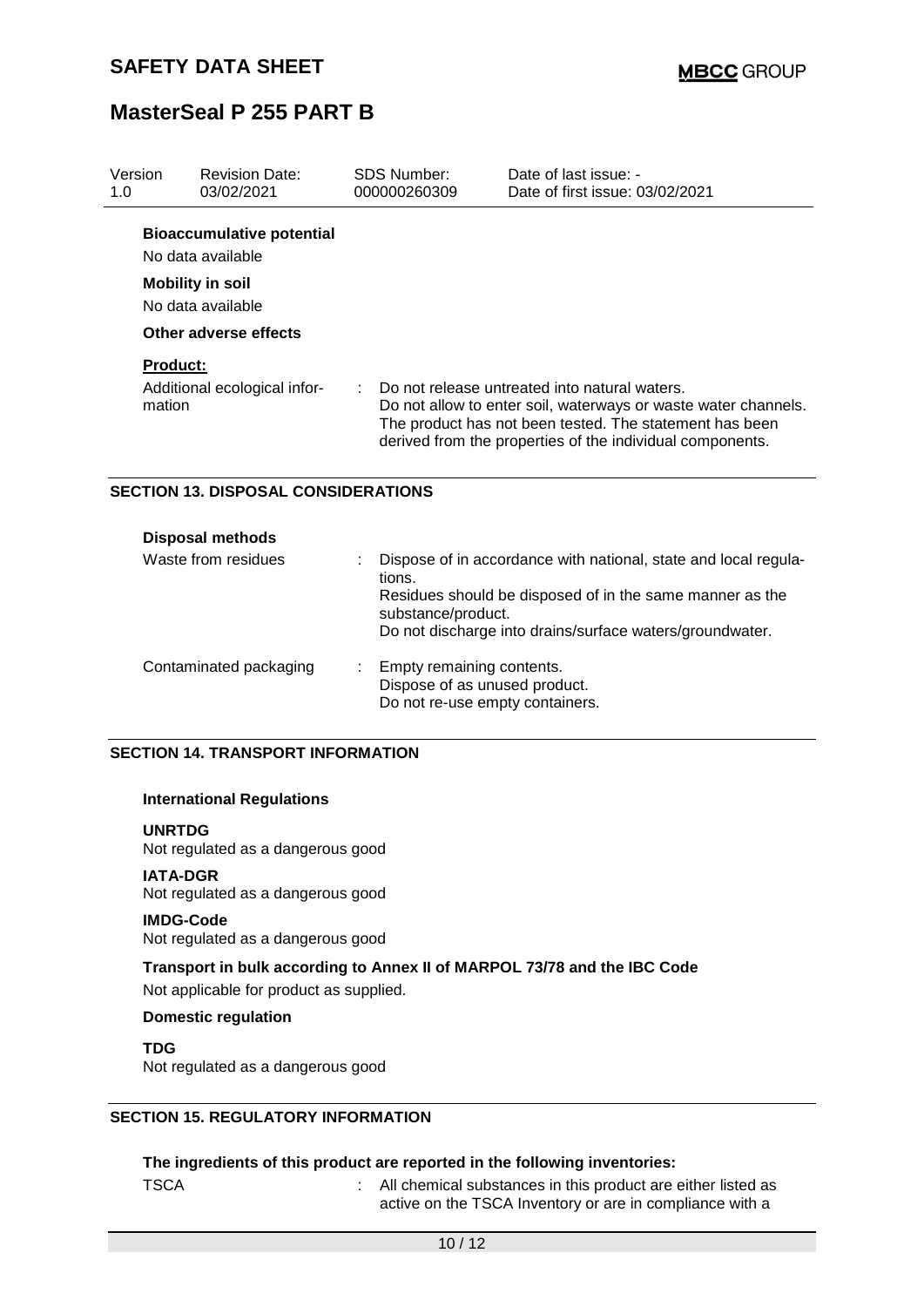**Bioaccumulative potential**

No data available

**Mobility in soil**

No data available

**Other adverse effects**

**Product:**

| | |
|---|---|
| Additional ecological information | : Do not release untreated into natural waters. Do not allow to enter soil, waterways or waste water channels. The product has not been tested. The statement has been derived from the properties of the individual components. |

## SECTION 13. DISPOSAL CONSIDERATIONS

**Disposal methods**

| | |
|---|---|
| Waste from residues | : Dispose of in accordance with national, state and local regulations. Residues should be disposed of in the same manner as the substance/product. Do not discharge into drains/surface waters/groundwater. |
| Contaminated packaging | : Empty remaining contents. Dispose of as unused product. Do not re-use empty containers. |

## SECTION 14. TRANSPORT INFORMATION

**International Regulations**

**UNRTDG**
Not regulated as a dangerous good

**IATA-DGR**
Not regulated as a dangerous good

**IMDG-Code**
Not regulated as a dangerous good

**Transport in bulk according to Annex II of MARPOL 73/78 and the IBC Code**

Not applicable for product as supplied.

**Domestic regulation**

**TDG**
Not regulated as a dangerous good

## SECTION 15. REGULATORY INFORMATION

**The ingredients of this product are reported in the following inventories:**

| | |
|---|---|
| TSCA | : All chemical substances in this product are either listed as active on the TSCA Inventory or are in compliance with a |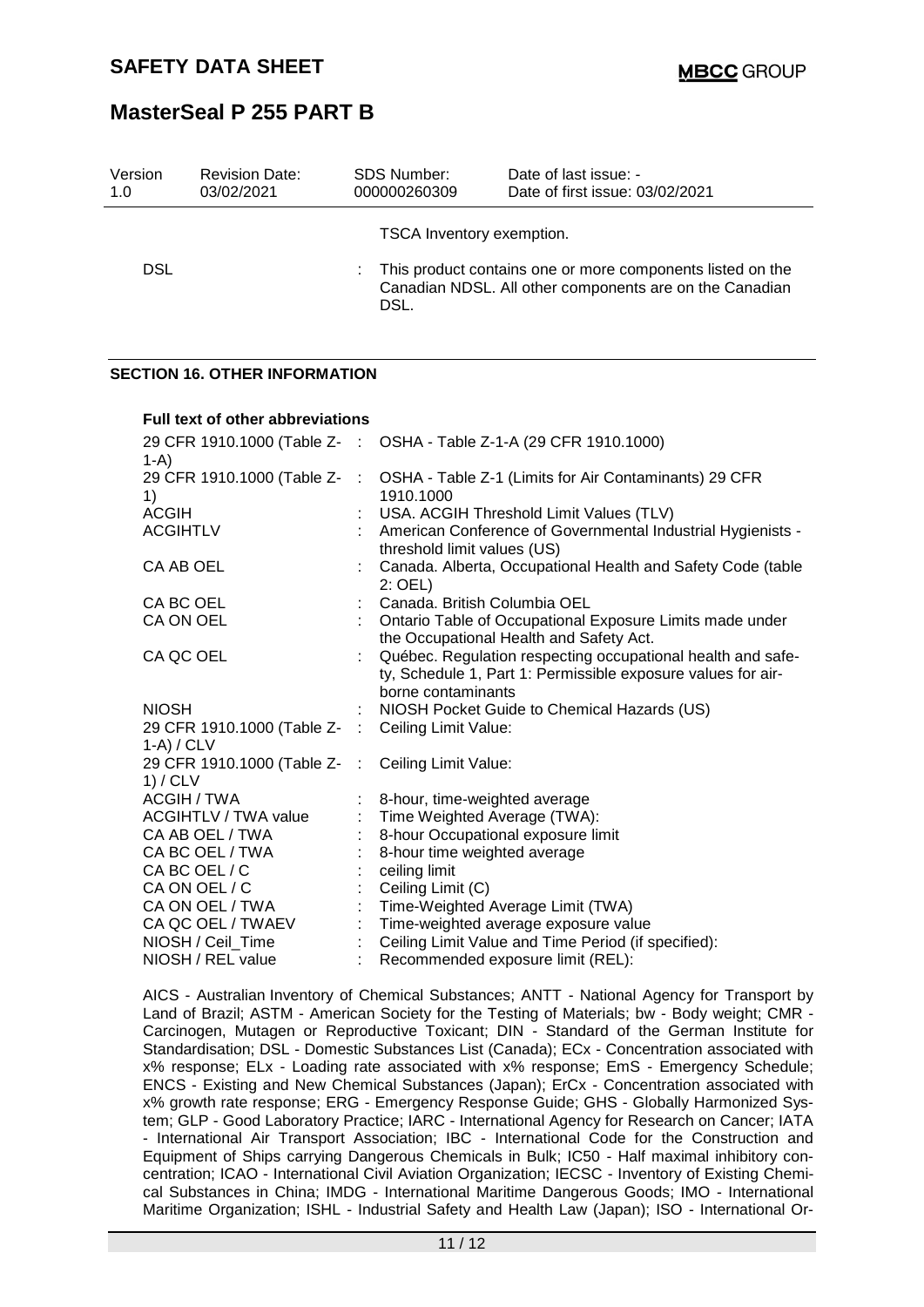| Version 1.0 | Revision Date: 03/02/2021 | SDS Number: 000000260309 | Date of last issue: - Date of first issue: 03/02/2021 |
|---|---|---|---|

TSCA Inventory exemption.

| | | |
|---|---|---|
| DSL | : | This product contains one or more components listed on the Canadian NDSL. All other components are on the Canadian DSL. |

## SECTION 16. OTHER INFORMATION

**Full text of other abbreviations**

| | | |
|---|---|---|
| 29 CFR 1910.1000 (Table Z-1-A) | : | OSHA - Table Z-1-A (29 CFR 1910.1000) |
| 29 CFR 1910.1000 (Table Z-1) | : | OSHA - Table Z-1 (Limits for Air Contaminants) 29 CFR 1910.1000 |
| ACGIH | : | USA. ACGIH Threshold Limit Values (TLV) |
| ACGIHTLV | : | American Conference of Governmental Industrial Hygienists - threshold limit values (US) |
| CA AB OEL | : | Canada. Alberta, Occupational Health and Safety Code (table 2: OEL) |
| CA BC OEL | : | Canada. British Columbia OEL |
| CA ON OEL | : | Ontario Table of Occupational Exposure Limits made under the Occupational Health and Safety Act. |
| CA QC OEL | : | Québec. Regulation respecting occupational health and safety, Schedule 1, Part 1: Permissible exposure values for airborne contaminants |
| NIOSH | : | NIOSH Pocket Guide to Chemical Hazards (US) |
| 29 CFR 1910.1000 (Table Z-1-A) / CLV | : | Ceiling Limit Value: |
| 29 CFR 1910.1000 (Table Z-1) / CLV | : | Ceiling Limit Value: |
| ACGIH / TWA | : | 8-hour, time-weighted average |
| ACGIHTLV / TWA value | : | Time Weighted Average (TWA): |
| CA AB OEL / TWA | : | 8-hour Occupational exposure limit |
| CA BC OEL / TWA | : | 8-hour time weighted average |
| CA BC OEL / C | : | ceiling limit |
| CA ON OEL / C | : | Ceiling Limit (C) |
| CA ON OEL / TWA | : | Time-Weighted Average Limit (TWA) |
| CA QC OEL / TWAEV | : | Time-weighted average exposure value |
| NIOSH / Ceil_Time | : | Ceiling Limit Value and Time Period (if specified): |
| NIOSH / REL value | : | Recommended exposure limit (REL): |

AICS - Australian Inventory of Chemical Substances; ANTT - National Agency for Transport by Land of Brazil; ASTM - American Society for the Testing of Materials; bw - Body weight; CMR - Carcinogen, Mutagen or Reproductive Toxicant; DIN - Standard of the German Institute for Standardisation; DSL - Domestic Substances List (Canada); ECx - Concentration associated with x% response; ELx - Loading rate associated with x% response; EmS - Emergency Schedule; ENCS - Existing and New Chemical Substances (Japan); ErCx - Concentration associated with x% growth rate response; ERG - Emergency Response Guide; GHS - Globally Harmonized System; GLP - Good Laboratory Practice; IARC - International Agency for Research on Cancer; IATA - International Air Transport Association; IBC - International Code for the Construction and Equipment of Ships carrying Dangerous Chemicals in Bulk; IC50 - Half maximal inhibitory concentration; ICAO - International Civil Aviation Organization; IECSC - Inventory of Existing Chemical Substances in China; IMDG - International Maritime Dangerous Goods; IMO - International Maritime Organization; ISHL - Industrial Safety and Health Law (Japan); ISO - International Or-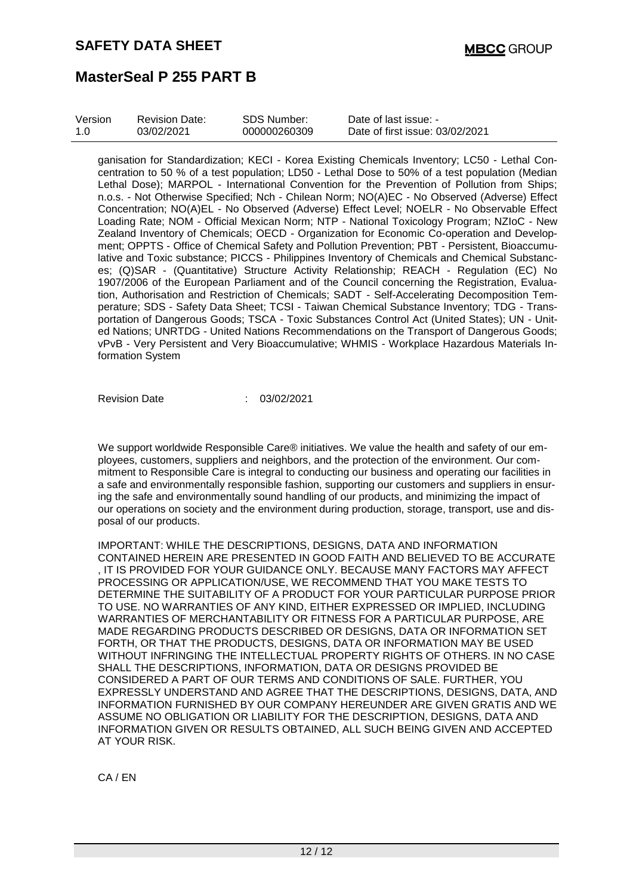ganisation for Standardization; KECI - Korea Existing Chemicals Inventory; LC50 - Lethal Concentration to 50 % of a test population; LD50 - Lethal Dose to 50% of a test population (Median Lethal Dose); MARPOL - International Convention for the Prevention of Pollution from Ships; n.o.s. - Not Otherwise Specified; Nch - Chilean Norm; NO(A)EC - No Observed (Adverse) Effect Concentration; NO(A)EL - No Observed (Adverse) Effect Level; NOELR - No Observable Effect Loading Rate; NOM - Official Mexican Norm; NTP - National Toxicology Program; NZIoC - New Zealand Inventory of Chemicals; OECD - Organization for Economic Co-operation and Development; OPPTS - Office of Chemical Safety and Pollution Prevention; PBT - Persistent, Bioaccumulative and Toxic substance; PICCS - Philippines Inventory of Chemicals and Chemical Substances; (Q)SAR - (Quantitative) Structure Activity Relationship; REACH - Regulation (EC) No 1907/2006 of the European Parliament and of the Council concerning the Registration, Evaluation, Authorisation and Restriction of Chemicals; SADT - Self-Accelerating Decomposition Temperature; SDS - Safety Data Sheet; TCSI - Taiwan Chemical Substance Inventory; TDG - Transportation of Dangerous Goods; TSCA - Toxic Substances Control Act (United States); UN - United Nations; UNRTDG - United Nations Recommendations on the Transport of Dangerous Goods; vPvB - Very Persistent and Very Bioaccumulative; WHMIS - Workplace Hazardous Materials Information System

Revision Date : 03/02/2021

We support worldwide Responsible Care® initiatives. We value the health and safety of our employees, customers, suppliers and neighbors, and the protection of the environment. Our commitment to Responsible Care is integral to conducting our business and operating our facilities in a safe and environmentally responsible fashion, supporting our customers and suppliers in ensuring the safe and environmentally sound handling of our products, and minimizing the impact of our operations on society and the environment during production, storage, transport, use and disposal of our products.

IMPORTANT: WHILE THE DESCRIPTIONS, DESIGNS, DATA AND INFORMATION CONTAINED HEREIN ARE PRESENTED IN GOOD FAITH AND BELIEVED TO BE ACCURATE , IT IS PROVIDED FOR YOUR GUIDANCE ONLY. BECAUSE MANY FACTORS MAY AFFECT PROCESSING OR APPLICATION/USE, WE RECOMMEND THAT YOU MAKE TESTS TO DETERMINE THE SUITABILITY OF A PRODUCT FOR YOUR PARTICULAR PURPOSE PRIOR TO USE. NO WARRANTIES OF ANY KIND, EITHER EXPRESSED OR IMPLIED, INCLUDING WARRANTIES OF MERCHANTABILITY OR FITNESS FOR A PARTICULAR PURPOSE, ARE MADE REGARDING PRODUCTS DESCRIBED OR DESIGNS, DATA OR INFORMATION SET FORTH, OR THAT THE PRODUCTS, DESIGNS, DATA OR INFORMATION MAY BE USED WITHOUT INFRINGING THE INTELLECTUAL PROPERTY RIGHTS OF OTHERS. IN NO CASE SHALL THE DESCRIPTIONS, INFORMATION, DATA OR DESIGNS PROVIDED BE CONSIDERED A PART OF OUR TERMS AND CONDITIONS OF SALE. FURTHER, YOU EXPRESSLY UNDERSTAND AND AGREE THAT THE DESCRIPTIONS, DESIGNS, DATA, AND INFORMATION FURNISHED BY OUR COMPANY HEREUNDER ARE GIVEN GRATIS AND WE ASSUME NO OBLIGATION OR LIABILITY FOR THE DESCRIPTION, DESIGNS, DATA AND INFORMATION GIVEN OR RESULTS OBTAINED, ALL SUCH BEING GIVEN AND ACCEPTED AT YOUR RISK.

CA / EN